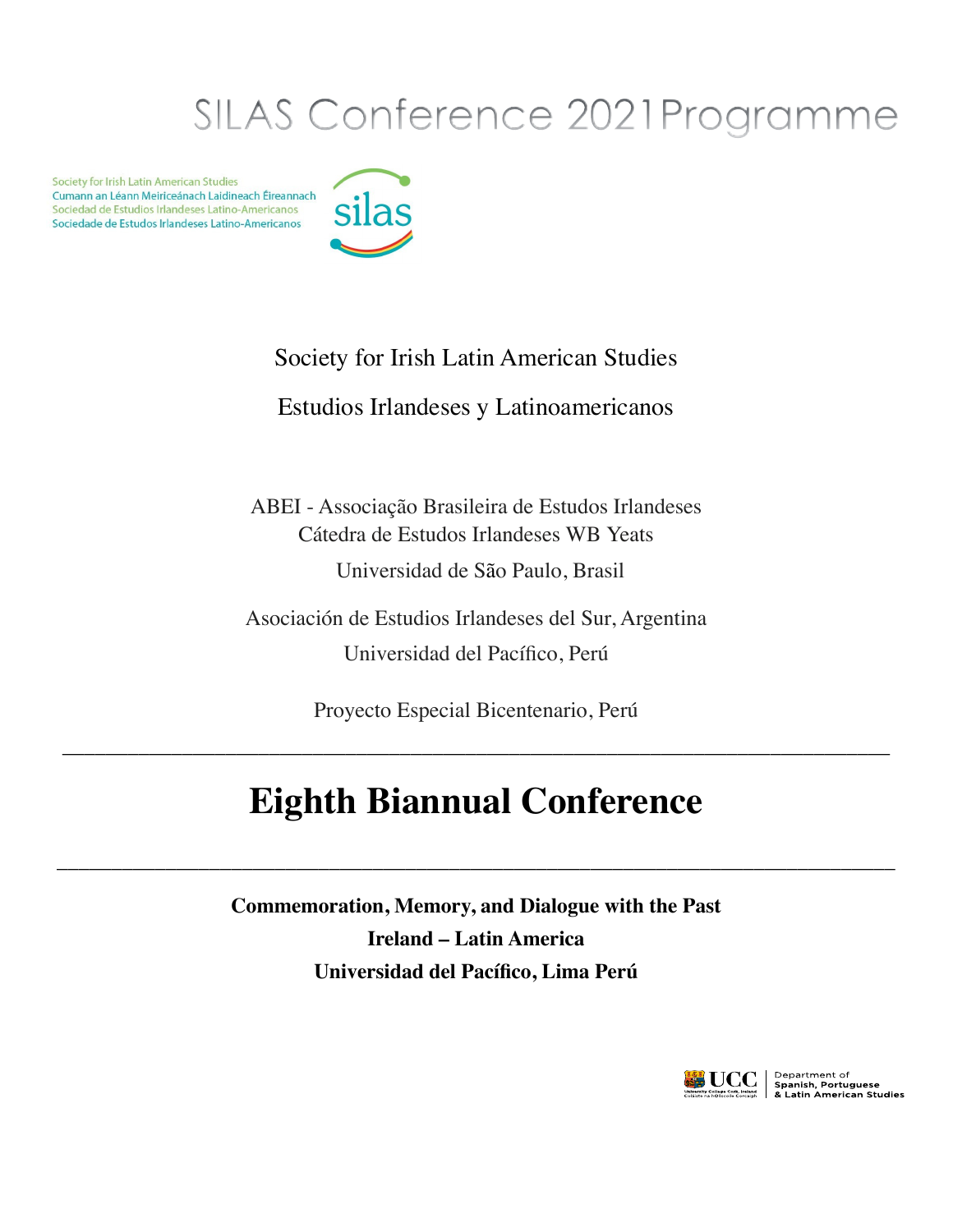# SILAS Conference 2021 Programme

Society for Irish Latin American Studies
Cumann an Léann Meiriceánach Laidineach Éireannach
Sociedad de Estudios Irlandeses Latino-Americanos
Sociedade de Estudos Irlandeses Latino-Americanos

silas

Society for Irish Latin American Studies

Estudios Irlandeses y Latinoamericanos

ABEI - Associação Brasileira de Estudos Irlandeses
Cátedra de Estudos Irlandeses WB Yeats
Universidad de São Paulo, Brasil

Asociación de Estudios Irlandeses del Sur, Argentina
Universidad del Pacífico, Perú

Proyecto Especial Bicentenario, Perú

---

## Eighth Biannual Conference

---

**Commemoration, Memory, and Dialogue with the Past**

**Ireland – Latin America**

**Universidad del Pacífico, Lima Perú**

UCC University College Cork, Ireland / Coláiste na hOllscoile Corcaigh | Department of Spanish, Portuguese & Latin American Studies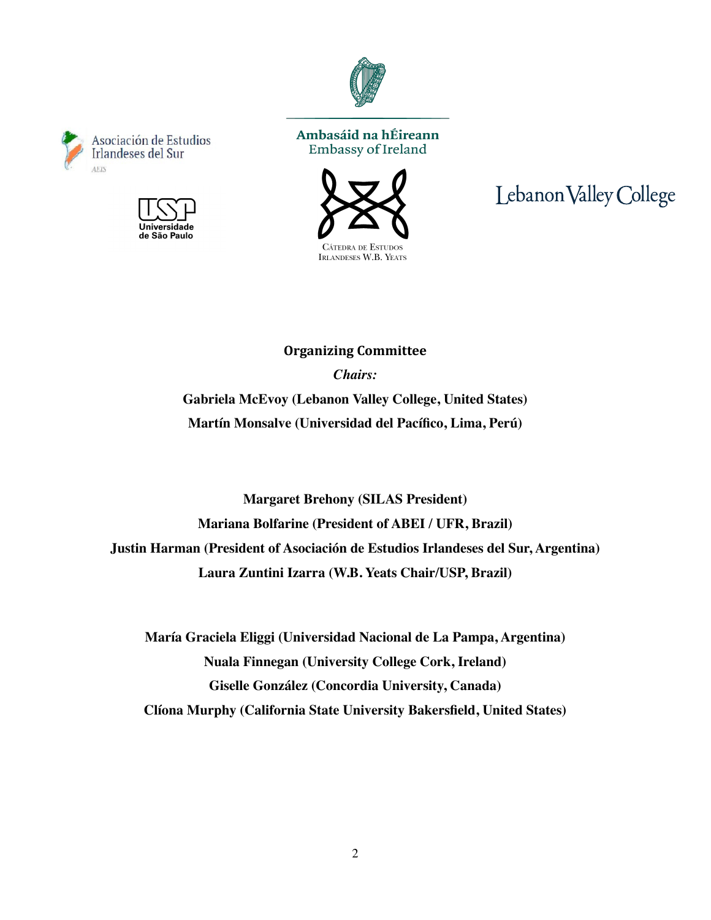Asociación de Estudios Irlandeses del Sur
AEIS

Universidade de São Paulo

Ambasáid na hÉireann
Embassy of Ireland

Cátedra de Estudos Irlandeses W.B. Yeats

Lebanon Valley College

## Organizing Committee

*Chairs:*

**Gabriela McEvoy (Lebanon Valley College, United States)**

**Martín Monsalve (Universidad del Pacífico, Lima, Perú)**

**Margaret Brehony (SILAS President)**

**Mariana Bolfarine (President of ABEI / UFR, Brazil)**

**Justin Harman (President of Asociación de Estudios Irlandeses del Sur, Argentina)**

**Laura Zuntini Izarra (W.B. Yeats Chair/USP, Brazil)**

**María Graciela Eliggi (Universidad Nacional de La Pampa, Argentina)**

**Nuala Finnegan (University College Cork, Ireland)**

**Giselle González (Concordia University, Canada)**

**Clíona Murphy (California State University Bakersfield, United States)**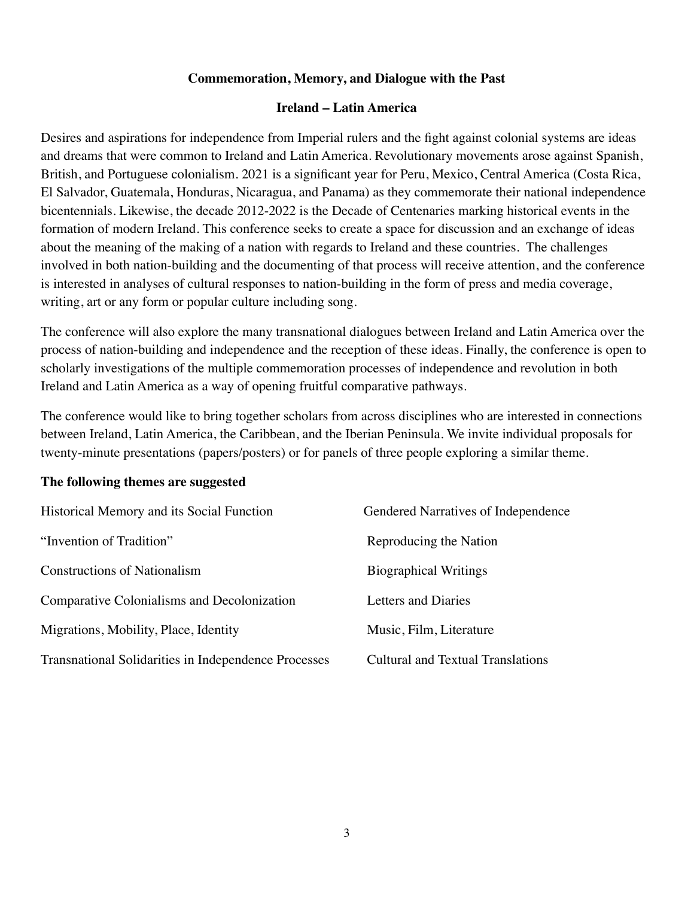## Commemoration, Memory, and Dialogue with the Past

### Ireland – Latin America

Desires and aspirations for independence from Imperial rulers and the fight against colonial systems are ideas and dreams that were common to Ireland and Latin America. Revolutionary movements arose against Spanish, British, and Portuguese colonialism. 2021 is a significant year for Peru, Mexico, Central America (Costa Rica, El Salvador, Guatemala, Honduras, Nicaragua, and Panama) as they commemorate their national independence bicentennials. Likewise, the decade 2012-2022 is the Decade of Centenaries marking historical events in the formation of modern Ireland. This conference seeks to create a space for discussion and an exchange of ideas about the meaning of the making of a nation with regards to Ireland and these countries. The challenges involved in both nation-building and the documenting of that process will receive attention, and the conference is interested in analyses of cultural responses to nation-building in the form of press and media coverage, writing, art or any form or popular culture including song.

The conference will also explore the many transnational dialogues between Ireland and Latin America over the process of nation-building and independence and the reception of these ideas. Finally, the conference is open to scholarly investigations of the multiple commemoration processes of independence and revolution in both Ireland and Latin America as a way of opening fruitful comparative pathways.

The conference would like to bring together scholars from across disciplines who are interested in connections between Ireland, Latin America, the Caribbean, and the Iberian Peninsula. We invite individual proposals for twenty-minute presentations (papers/posters) or for panels of three people exploring a similar theme.

**The following themes are suggested**

- Historical Memory and its Social Function
- "Invention of Tradition"
- Constructions of Nationalism
- Comparative Colonialisms and Decolonization
- Migrations, Mobility, Place, Identity
- Transnational Solidarities in Independence Processes
- Gendered Narratives of Independence
- Reproducing the Nation
- Biographical Writings
- Letters and Diaries
- Music, Film, Literature
- Cultural and Textual Translations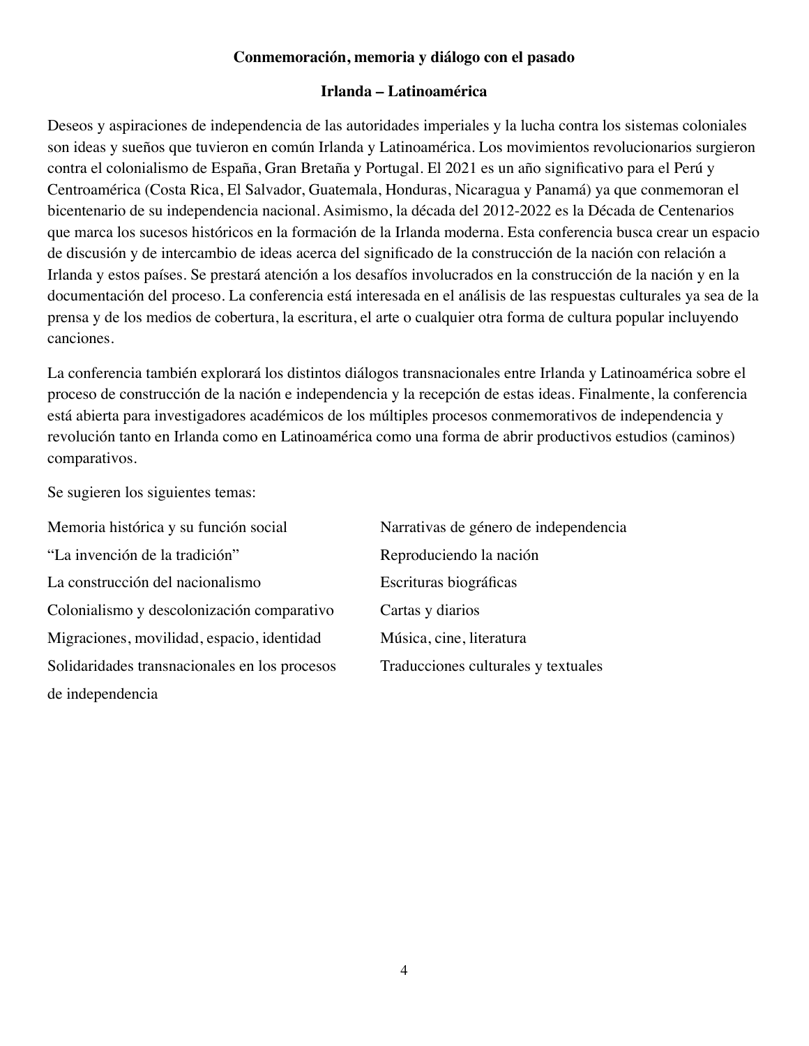**Conmemoración, memoria y diálogo con el pasado**

**Irlanda – Latinoamérica**

Deseos y aspiraciones de independencia de las autoridades imperiales y la lucha contra los sistemas coloniales son ideas y sueños que tuvieron en común Irlanda y Latinoamérica. Los movimientos revolucionarios surgieron contra el colonialismo de España, Gran Bretaña y Portugal. El 2021 es un año significativo para el Perú y Centroamérica (Costa Rica, El Salvador, Guatemala, Honduras, Nicaragua y Panamá) ya que conmemoran el bicentenario de su independencia nacional. Asimismo, la década del 2012-2022 es la Década de Centenarios que marca los sucesos históricos en la formación de la Irlanda moderna. Esta conferencia busca crear un espacio de discusión y de intercambio de ideas acerca del significado de la construcción de la nación con relación a Irlanda y estos países. Se prestará atención a los desafíos involucrados en la construcción de la nación y en la documentación del proceso. La conferencia está interesada en el análisis de las respuestas culturales ya sea de la prensa y de los medios de cobertura, la escritura, el arte o cualquier otra forma de cultura popular incluyendo canciones.

La conferencia también explorará los distintos diálogos transnacionales entre Irlanda y Latinoamérica sobre el proceso de construcción de la nación e independencia y la recepción de estas ideas. Finalmente, la conferencia está abierta para investigadores académicos de los múltiples procesos conmemorativos de independencia y revolución tanto en Irlanda como en Latinoamérica como una forma de abrir productivos estudios (caminos) comparativos.

Se sugieren los siguientes temas:

- Memoria histórica y su función social
- "La invención de la tradición"
- La construcción del nacionalismo
- Colonialismo y descolonización comparativo
- Migraciones, movilidad, espacio, identidad
- Solidaridades transnacionales en los procesos de independencia
- Narrativas de género de independencia
- Reproduciendo la nación
- Escrituras biográficas
- Cartas y diarios
- Música, cine, literatura
- Traducciones culturales y textuales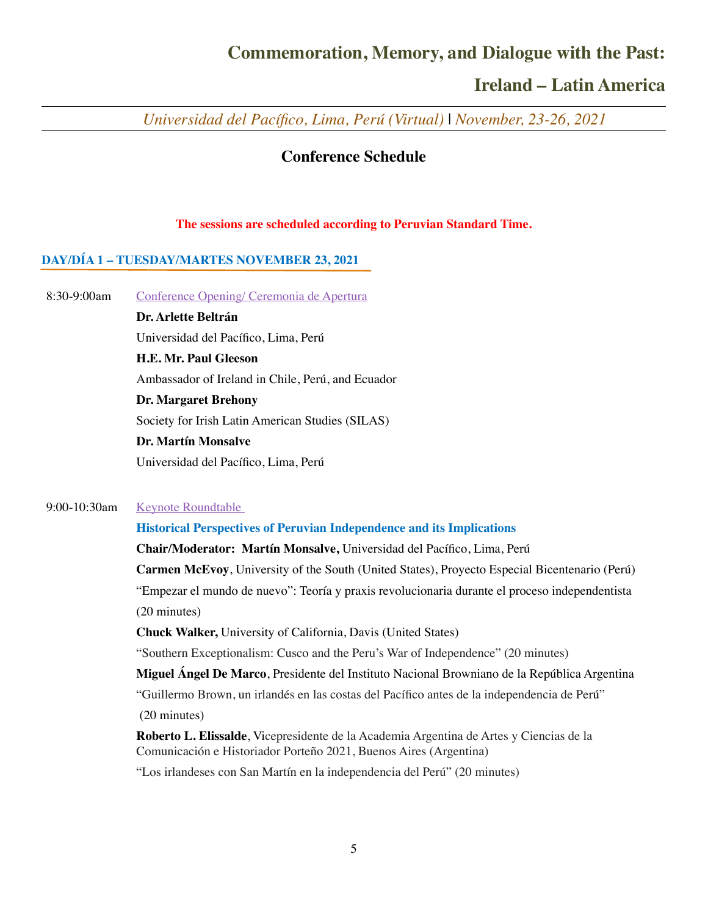# Commemoration, Memory, and Dialogue with the Past:

# Ireland – Latin America

*Universidad del Pacífico, Lima, Perú (Virtual)* | *November, 23-26, 2021*

## Conference Schedule

**The sessions are scheduled according to Peruvian Standard Time.**

### DAY/DÍA 1 – TUESDAY/MARTES NOVEMBER 23, 2021

8:30-9:00am Conference Opening/ Ceremonia de Apertura

**Dr. Arlette Beltrán**
Universidad del Pacífico, Lima, Perú

**H.E. Mr. Paul Gleeson**
Ambassador of Ireland in Chile, Perú, and Ecuador

**Dr. Margaret Brehony**
Society for Irish Latin American Studies (SILAS)

**Dr. Martín Monsalve**
Universidad del Pacífico, Lima, Perú

9:00-10:30am Keynote Roundtable

**Historical Perspectives of Peruvian Independence and its Implications**

**Chair/Moderator: Martín Monsalve,** Universidad del Pacífico, Lima, Perú

**Carmen McEvoy**, University of the South (United States), Proyecto Especial Bicentenario (Perú)
"Empezar el mundo de nuevo": Teoría y praxis revolucionaria durante el proceso independentista (20 minutes)

**Chuck Walker,** University of California, Davis (United States)
"Southern Exceptionalism: Cusco and the Peru's War of Independence" (20 minutes)

**Miguel Ángel De Marco**, Presidente del Instituto Nacional Browniano de la República Argentina
"Guillermo Brown, un irlandés en las costas del Pacífico antes de la independencia de Perú" (20 minutes)

**Roberto L. Elissalde**, Vicepresidente de la Academia Argentina de Artes y Ciencias de la Comunicación e Historiador Porteño 2021, Buenos Aires (Argentina)
"Los irlandeses con San Martín en la independencia del Perú" (20 minutes)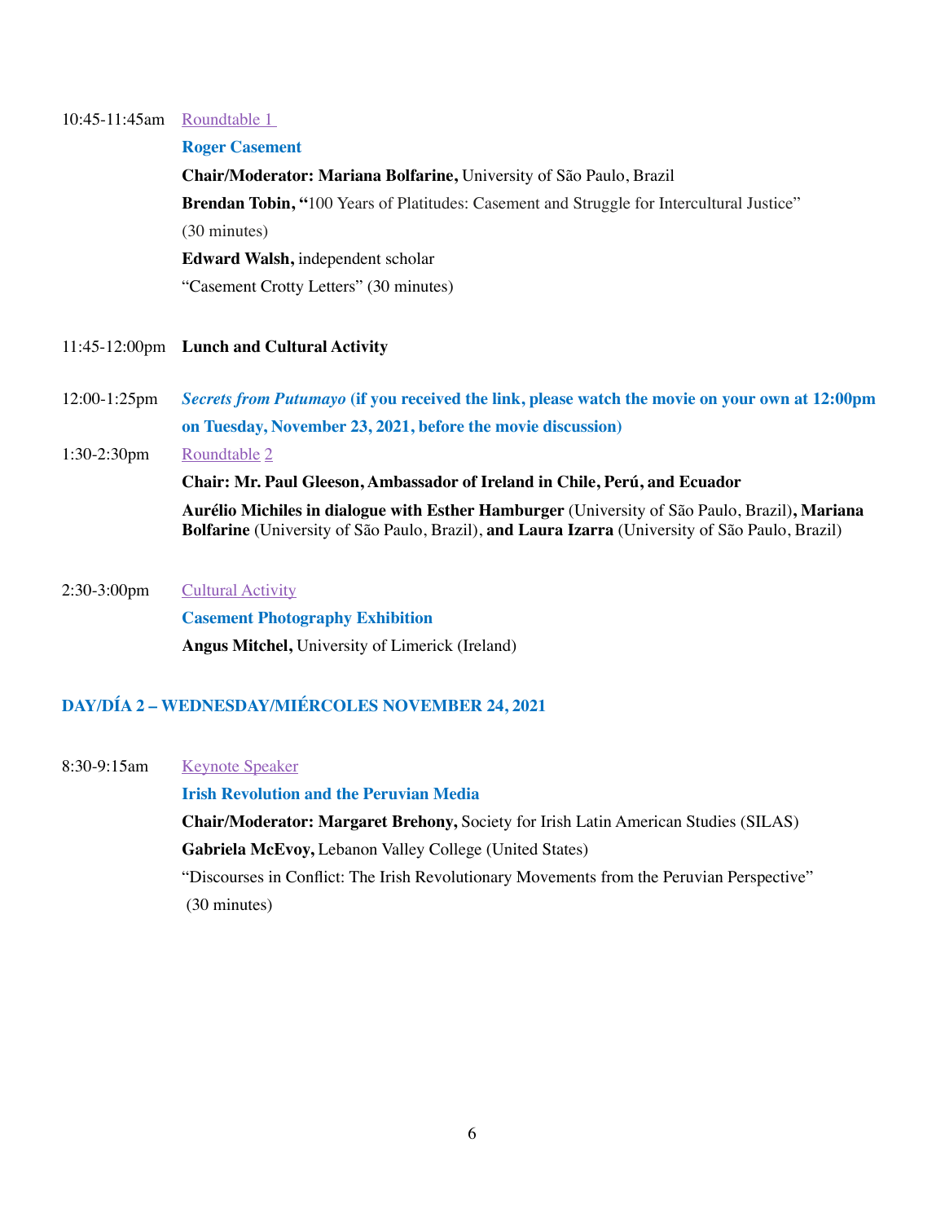10:45-11:45am Roundtable 1

**Roger Casement**

**Chair/Moderator: Mariana Bolfarine,** University of São Paulo, Brazil

**Brendan Tobin, "**100 Years of Platitudes: Casement and Struggle for Intercultural Justice" (30 minutes)

**Edward Walsh,** independent scholar

"Casement Crotty Letters" (30 minutes)

11:45-12:00pm **Lunch and Cultural Activity**

12:00-1:25pm ***Secrets from Putumayo*** **(if you received the link, please watch the movie on your own at 12:00pm on Tuesday, November 23, 2021, before the movie discussion)**

1:30-2:30pm Roundtable 2

**Chair: Mr. Paul Gleeson, Ambassador of Ireland in Chile, Perú, and Ecuador**

**Aurélio Michiles in dialogue with Esther Hamburger** (University of São Paulo, Brazil)**, Mariana Bolfarine** (University of São Paulo, Brazil), **and Laura Izarra** (University of São Paulo, Brazil)

2:30-3:00pm Cultural Activity

**Casement Photography Exhibition**

**Angus Mitchel,** University of Limerick (Ireland)

## DAY/DÍA 2 – WEDNESDAY/MIÉRCOLES NOVEMBER 24, 2021

8:30-9:15am Keynote Speaker

**Irish Revolution and the Peruvian Media**

**Chair/Moderator: Margaret Brehony,** Society for Irish Latin American Studies (SILAS)

**Gabriela McEvoy,** Lebanon Valley College (United States)

"Discourses in Conflict: The Irish Revolutionary Movements from the Peruvian Perspective" (30 minutes)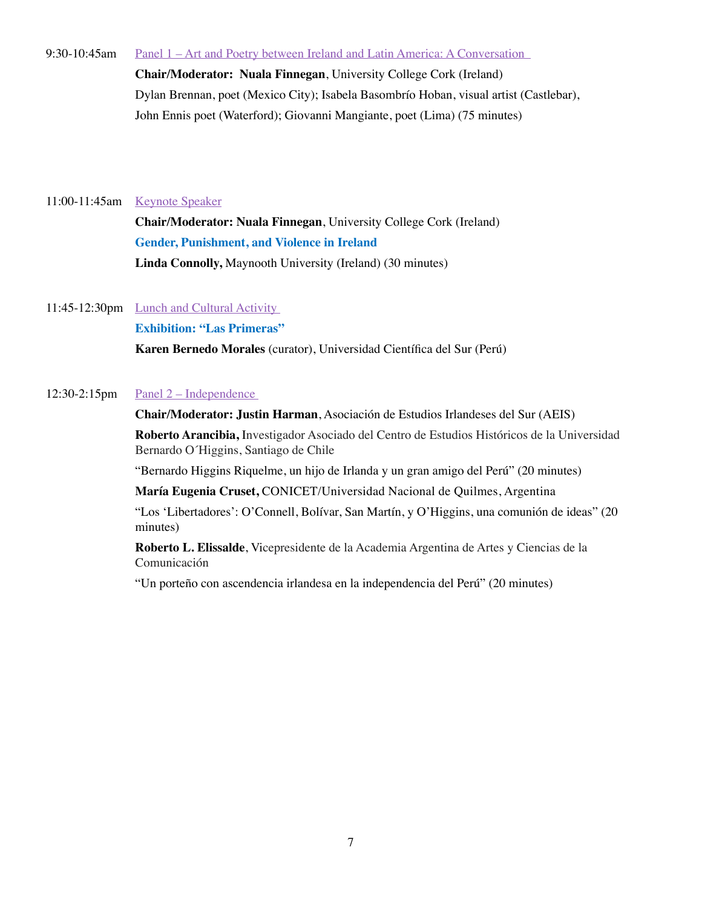9:30-10:45am Panel 1 – Art and Poetry between Ireland and Latin America: A Conversation

**Chair/Moderator: Nuala Finnegan**, University College Cork (Ireland)

Dylan Brennan, poet (Mexico City); Isabela Basombrío Hoban, visual artist (Castlebar), John Ennis poet (Waterford); Giovanni Mangiante, poet (Lima) (75 minutes)

11:00-11:45am Keynote Speaker

**Chair/Moderator: Nuala Finnegan**, University College Cork (Ireland)

**Gender, Punishment, and Violence in Ireland**

**Linda Connolly,** Maynooth University (Ireland) (30 minutes)

11:45-12:30pm Lunch and Cultural Activity

**Exhibition: "Las Primeras"**

**Karen Bernedo Morales** (curator), Universidad Científica del Sur (Perú)

12:30-2:15pm Panel 2 – Independence

**Chair/Moderator: Justin Harman**, Asociación de Estudios Irlandeses del Sur (AEIS)

**Roberto Arancibia,** Investigador Asociado del Centro de Estudios Históricos de la Universidad Bernardo O´Higgins, Santiago de Chile

"Bernardo Higgins Riquelme, un hijo de Irlanda y un gran amigo del Perú" (20 minutes)

**María Eugenia Cruset,** CONICET/Universidad Nacional de Quilmes, Argentina

"Los 'Libertadores': O'Connell, Bolívar, San Martín, y O'Higgins, una comunión de ideas" (20 minutes)

**Roberto L. Elissalde**, Vicepresidente de la Academia Argentina de Artes y Ciencias de la Comunicación

"Un porteño con ascendencia irlandesa en la independencia del Perú" (20 minutes)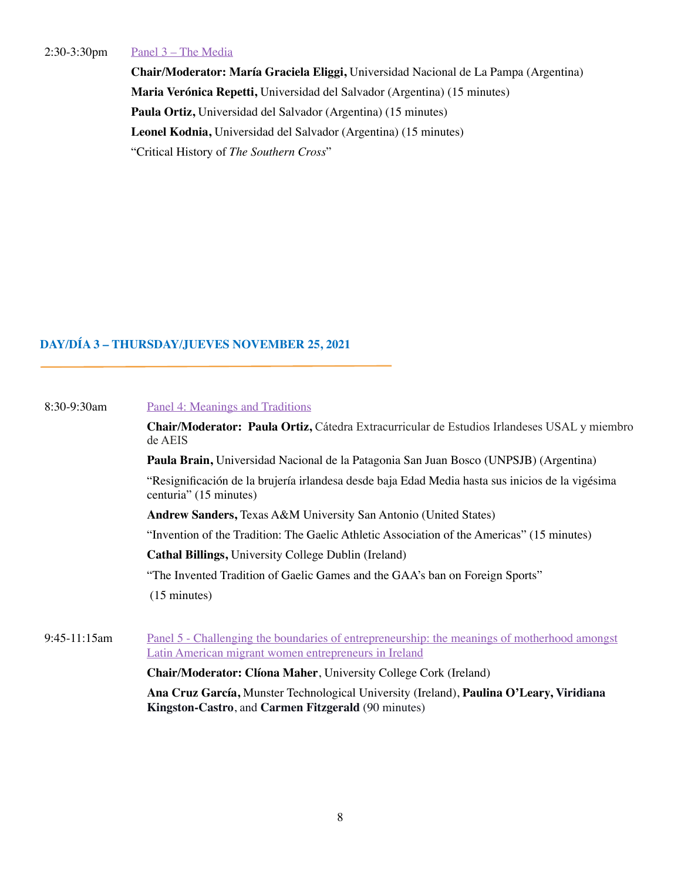2:30-3:30pm Panel 3 – The Media

**Chair/Moderator: María Graciela Eliggi,** Universidad Nacional de La Pampa (Argentina)

**Maria Verónica Repetti,** Universidad del Salvador (Argentina) (15 minutes)

**Paula Ortiz,** Universidad del Salvador (Argentina) (15 minutes)

**Leonel Kodnia,** Universidad del Salvador (Argentina) (15 minutes)

"Critical History of *The Southern Cross*"

## DAY/DÍA 3 – THURSDAY/JUEVES NOVEMBER 25, 2021

8:30-9:30am Panel 4: Meanings and Traditions

**Chair/Moderator: Paula Ortiz,** Cátedra Extracurricular de Estudios Irlandeses USAL y miembro de AEIS

**Paula Brain,** Universidad Nacional de la Patagonia San Juan Bosco (UNPSJB) (Argentina)

"Resignificación de la brujería irlandesa desde baja Edad Media hasta sus inicios de la vigésima centuria" (15 minutes)

**Andrew Sanders,** Texas A&M University San Antonio (United States)

"Invention of the Tradition: The Gaelic Athletic Association of the Americas" (15 minutes)

**Cathal Billings,** University College Dublin (Ireland)

"The Invented Tradition of Gaelic Games and the GAA's ban on Foreign Sports"

(15 minutes)

9:45-11:15am Panel 5 - Challenging the boundaries of entrepreneurship: the meanings of motherhood amongst Latin American migrant women entrepreneurs in Ireland

**Chair/Moderator: Clíona Maher**, University College Cork (Ireland)

**Ana Cruz García,** Munster Technological University (Ireland), **Paulina O'Leary, Viridiana Kingston-Castro**, and **Carmen Fitzgerald** (90 minutes)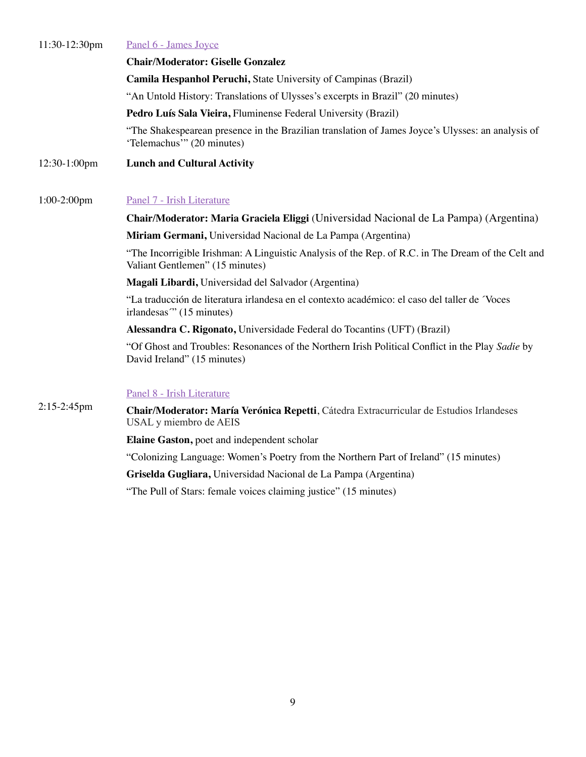11:30-12:30pm [Panel 6 - James Joyce]

**Chair/Moderator: Giselle Gonzalez**

**Camila Hespanhol Peruchi,** State University of Campinas (Brazil)

"An Untold History: Translations of Ulysses's excerpts in Brazil" (20 minutes)

**Pedro Luís Sala Vieira,** Fluminense Federal University (Brazil)

"The Shakespearean presence in the Brazilian translation of James Joyce's Ulysses: an analysis of 'Telemachus'" (20 minutes)

12:30-1:00pm **Lunch and Cultural Activity**

1:00-2:00pm [Panel 7 - Irish Literature]

**Chair/Moderator: Maria Graciela Eliggi** (Universidad Nacional de La Pampa) (Argentina)

**Miriam Germani,** Universidad Nacional de La Pampa (Argentina)

"The Incorrigible Irishman: A Linguistic Analysis of the Rep. of R.C. in The Dream of the Celt and Valiant Gentlemen" (15 minutes)

**Magali Libardi,** Universidad del Salvador (Argentina)

"La traducción de literatura irlandesa en el contexto académico: el caso del taller de ´Voces irlandesas´" (15 minutes)

**Alessandra C. Rigonato,** Universidade Federal do Tocantins (UFT) (Brazil)

"Of Ghost and Troubles: Resonances of the Northern Irish Political Conflict in the Play *Sadie* by David Ireland" (15 minutes)

2:15-2:45pm [Panel 8 - Irish Literature]

**Chair/Moderator: María Verónica Repetti**, Cátedra Extracurricular de Estudios Irlandeses USAL y miembro de AEIS

**Elaine Gaston,** poet and independent scholar

"Colonizing Language: Women's Poetry from the Northern Part of Ireland" (15 minutes)

**Griselda Gugliara,** Universidad Nacional de La Pampa (Argentina)

"The Pull of Stars: female voices claiming justice" (15 minutes)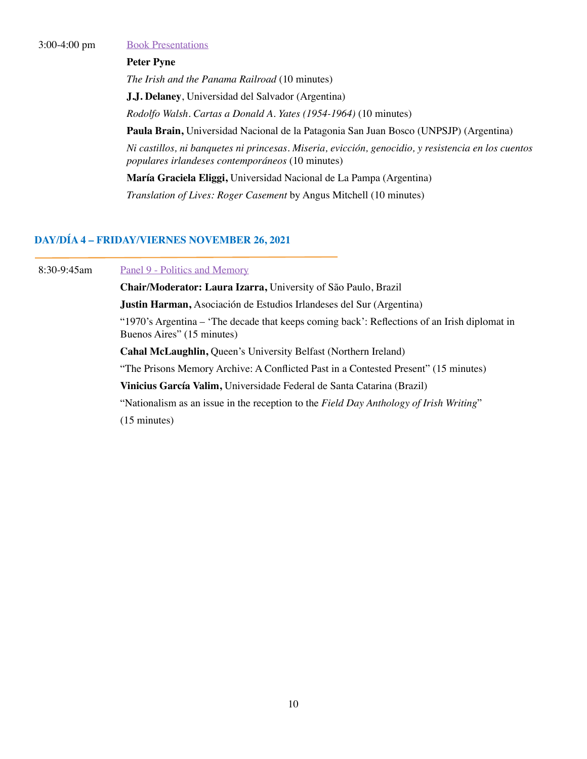3:00-4:00 pm [Book Presentations]

**Peter Pyne**

*The Irish and the Panama Railroad* (10 minutes)

**J.J. Delaney**, Universidad del Salvador (Argentina)

*Rodolfo Walsh. Cartas a Donald A. Yates (1954-1964)* (10 minutes)

**Paula Brain,** Universidad Nacional de la Patagonia San Juan Bosco (UNPSJP) (Argentina)

*Ni castillos, ni banquetes ni princesas. Miseria, evicción, genocidio, y resistencia en los cuentos populares irlandeses contemporáneos* (10 minutes)

**María Graciela Eliggi,** Universidad Nacional de La Pampa (Argentina)

*Translation of Lives: Roger Casement* by Angus Mitchell (10 minutes)

## DAY/DÍA 4 – FRIDAY/VIERNES NOVEMBER 26, 2021

8:30-9:45am [Panel 9 - Politics and Memory]

**Chair/Moderator: Laura Izarra,** University of São Paulo, Brazil

**Justin Harman,** Asociación de Estudios Irlandeses del Sur (Argentina)

"1970's Argentina – 'The decade that keeps coming back': Reflections of an Irish diplomat in Buenos Aires" (15 minutes)

**Cahal McLaughlin,** Queen's University Belfast (Northern Ireland)

"The Prisons Memory Archive: A Conflicted Past in a Contested Present" (15 minutes)

**Vinicius García Valim,** Universidade Federal de Santa Catarina (Brazil)

"Nationalism as an issue in the reception to the *Field Day Anthology of Irish Writing*"

(15 minutes)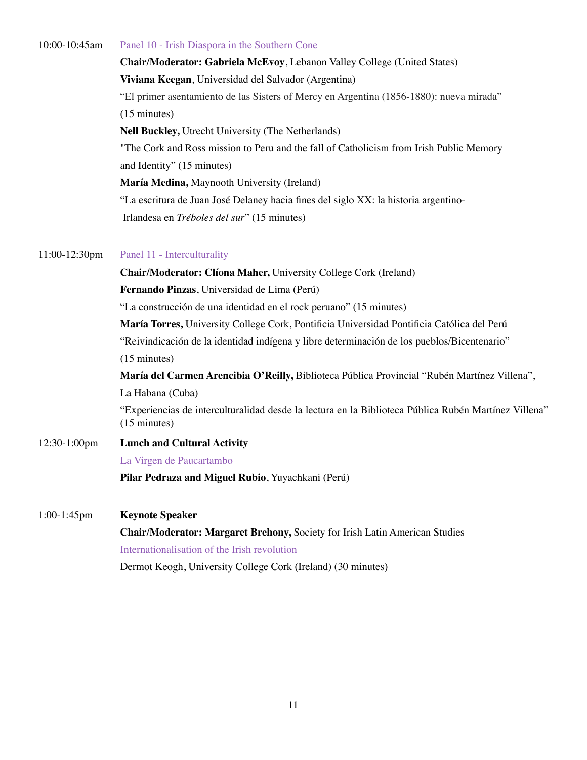**10:00-10:45am** — Panel 10 - Irish Diaspora in the Southern Cone

**Chair/Moderator: Gabriela McEvoy**, Lebanon Valley College (United States)

**Viviana Keegan**, Universidad del Salvador (Argentina)
"El primer asentamiento de las Sisters of Mercy en Argentina (1856-1880): nueva mirada" (15 minutes)

**Nell Buckley,** Utrecht University (The Netherlands)
"The Cork and Ross mission to Peru and the fall of Catholicism from Irish Public Memory and Identity" (15 minutes)

**María Medina,** Maynooth University (Ireland)
"La escritura de Juan José Delaney hacia fines del siglo XX: la historia argentino-Irlandesa en *Tréboles del sur*" (15 minutes)

**11:00-12:30pm** — Panel 11 - Interculturality

**Chair/Moderator: Clíona Maher,** University College Cork (Ireland)

**Fernando Pinzas**, Universidad de Lima (Perú)
"La construcción de una identidad en el rock peruano" (15 minutes)

**María Torres,** University College Cork, Pontificia Universidad Pontificia Católica del Perú
"Reivindicación de la identidad indígena y libre determinación de los pueblos/Bicentenario" (15 minutes)

**María del Carmen Arencibia O'Reilly,** Biblioteca Pública Provincial "Rubén Martínez Villena", La Habana (Cuba)
"Experiencias de interculturalidad desde la lectura en la Biblioteca Pública Rubén Martínez Villena" (15 minutes)

**12:30-1:00pm** — **Lunch and Cultural Activity**

La Virgen de Paucartambo

**Pilar Pedraza and Miguel Rubio**, Yuyachkani (Perú)

**1:00-1:45pm** — **Keynote Speaker**

**Chair/Moderator: Margaret Brehony,** Society for Irish Latin American Studies

Internationalisation of the Irish revolution

Dermot Keogh, University College Cork (Ireland) (30 minutes)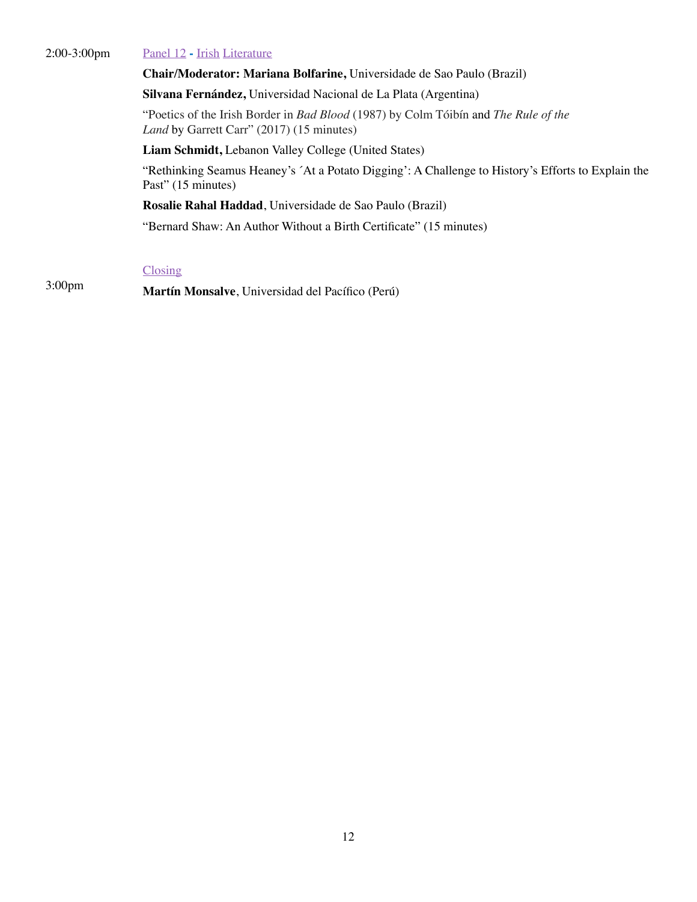2:00-3:00pm

**Panel 12 - Irish Literature**

**Chair/Moderator: Mariana Bolfarine,** Universidade de Sao Paulo (Brazil)

**Silvana Fernández,** Universidad Nacional de La Plata (Argentina)

"Poetics of the Irish Border in *Bad Blood* (1987) by Colm Tóibín and *The Rule of the Land* by Garrett Carr" (2017) (15 minutes)

**Liam Schmidt,** Lebanon Valley College (United States)

"Rethinking Seamus Heaney's ´At a Potato Digging': A Challenge to History's Efforts to Explain the Past" (15 minutes)

**Rosalie Rahal Haddad**, Universidade de Sao Paulo (Brazil)

"Bernard Shaw: An Author Without a Birth Certificate" (15 minutes)

3:00pm

**Closing**

**Martín Monsalve**, Universidad del Pacífico (Perú)